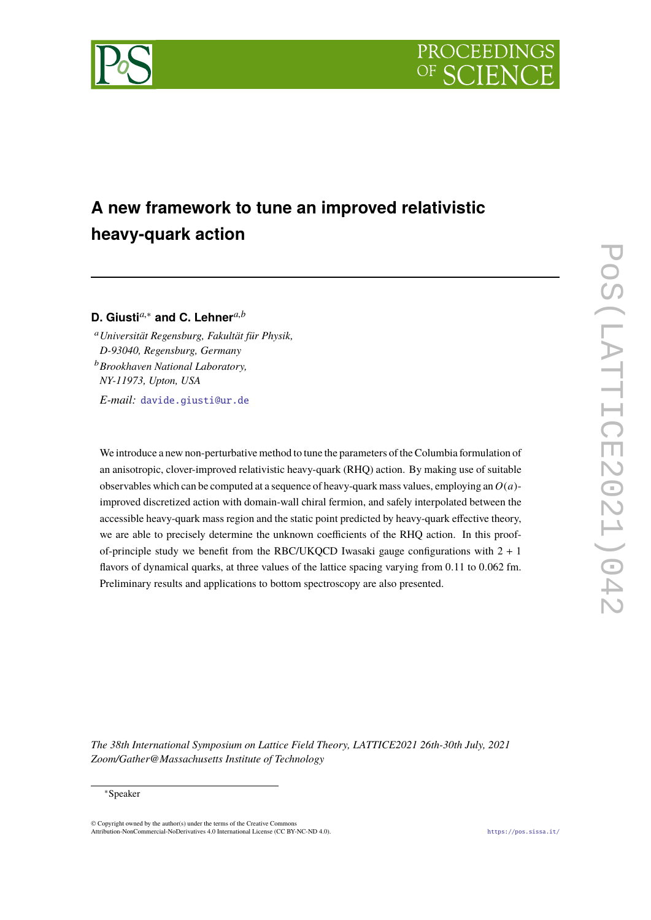# A new framework to tune an improved relativistic heavy-quark action

**D. Giusti**[a,*] **and C. Lehner**[a,b]

[a] *Universität Regensburg, Fakultät für Physik, D-93040, Regensburg, Germany*

[b] *Brookhaven National Laboratory, NY-11973, Upton, USA*

*E-mail:* davide.giusti@ur.de

We introduce a new non-perturbative method to tune the parameters of the Columbia formulation of an anisotropic, clover-improved relativistic heavy-quark (RHQ) action. By making use of suitable observables which can be computed at a sequence of heavy-quark mass values, employing an $O(a)$-improved discretized action with domain-wall chiral fermion, and safely interpolated between the accessible heavy-quark mass region and the static point predicted by heavy-quark effective theory, we are able to precisely determine the unknown coefficients of the RHQ action. In this proof-of-principle study we benefit from the RBC/UKQCD Iwasaki gauge configurations with 2 + 1 flavors of dynamical quarks, at three values of the lattice spacing varying from 0.11 to 0.062 fm. Preliminary results and applications to bottom spectroscopy are also presented.

*The 38th International Symposium on Lattice Field Theory, LATTICE2021 26th-30th July, 2021 Zoom/Gather@Massachusetts Institute of Technology*

*Speaker

© Copyright owned by the author(s) under the terms of the Creative Commons Attribution-NonCommercial-NoDerivatives 4.0 International License (CC BY-NC-ND 4.0).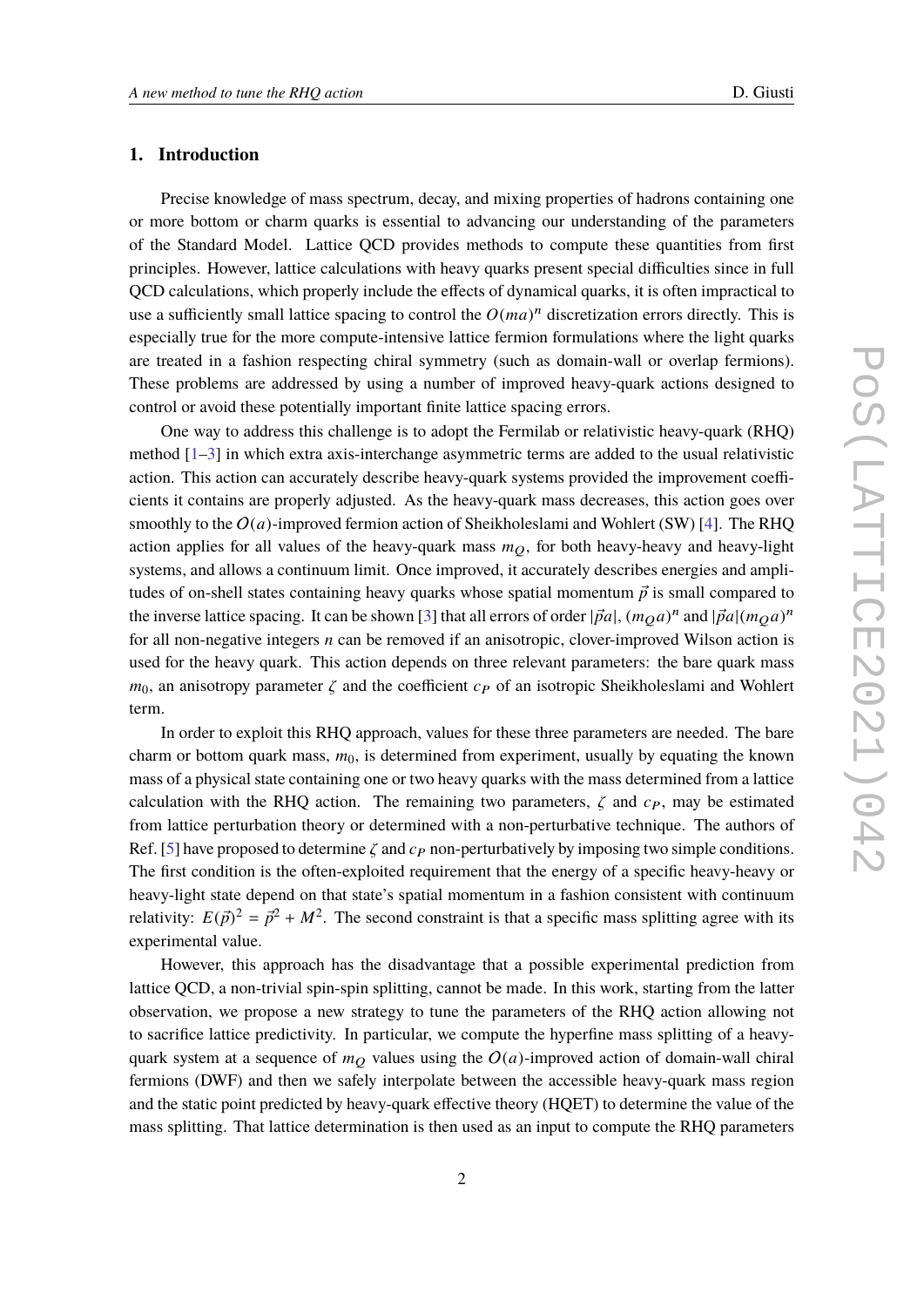## 1. Introduction

Precise knowledge of mass spectrum, decay, and mixing properties of hadrons containing one or more bottom or charm quarks is essential to advancing our understanding of the parameters of the Standard Model. Lattice QCD provides methods to compute these quantities from first principles. However, lattice calculations with heavy quarks present special difficulties since in full QCD calculations, which properly include the effects of dynamical quarks, it is often impractical to use a sufficiently small lattice spacing to control the $O(ma)^n$ discretization errors directly. This is especially true for the more compute-intensive lattice fermion formulations where the light quarks are treated in a fashion respecting chiral symmetry (such as domain-wall or overlap fermions). These problems are addressed by using a number of improved heavy-quark actions designed to control or avoid these potentially important finite lattice spacing errors.

One way to address this challenge is to adopt the Fermilab or relativistic heavy-quark (RHQ) method [1–3] in which extra axis-interchange asymmetric terms are added to the usual relativistic action. This action can accurately describe heavy-quark systems provided the improvement coefficients it contains are properly adjusted. As the heavy-quark mass decreases, this action goes over smoothly to the $O(a)$-improved fermion action of Sheikholeslami and Wohlert (SW) [4]. The RHQ action applies for all values of the heavy-quark mass $m_Q$, for both heavy-heavy and heavy-light systems, and allows a continuum limit. Once improved, it accurately describes energies and amplitudes of on-shell states containing heavy quarks whose spatial momentum $\vec{p}$ is small compared to the inverse lattice spacing. It can be shown [3] that all errors of order $|\vec{p}a|$, $(m_Q a)^n$ and $|\vec{p}a|(m_Q a)^n$ for all non-negative integers $n$ can be removed if an anisotropic, clover-improved Wilson action is used for the heavy quark. This action depends on three relevant parameters: the bare quark mass $m_0$, an anisotropy parameter $\zeta$ and the coefficient $c_P$ of an isotropic Sheikholeslami and Wohlert term.

In order to exploit this RHQ approach, values for these three parameters are needed. The bare charm or bottom quark mass, $m_0$, is determined from experiment, usually by equating the known mass of a physical state containing one or two heavy quarks with the mass determined from a lattice calculation with the RHQ action. The remaining two parameters, $\zeta$ and $c_P$, may be estimated from lattice perturbation theory or determined with a non-perturbative technique. The authors of Ref. [5] have proposed to determine $\zeta$ and $c_P$ non-perturbatively by imposing two simple conditions. The first condition is the often-exploited requirement that the energy of a specific heavy-heavy or heavy-light state depend on that state's spatial momentum in a fashion consistent with continuum relativity: $E(\vec{p})^2 = \vec{p}^2 + M^2$. The second constraint is that a specific mass splitting agree with its experimental value.

However, this approach has the disadvantage that a possible experimental prediction from lattice QCD, a non-trivial spin-spin splitting, cannot be made. In this work, starting from the latter observation, we propose a new strategy to tune the parameters of the RHQ action allowing not to sacrifice lattice predictivity. In particular, we compute the hyperfine mass splitting of a heavy-quark system at a sequence of $m_Q$ values using the $O(a)$-improved action of domain-wall chiral fermions (DWF) and then we safely interpolate between the accessible heavy-quark mass region and the static point predicted by heavy-quark effective theory (HQET) to determine the value of the mass splitting. That lattice determination is then used as an input to compute the RHQ parameters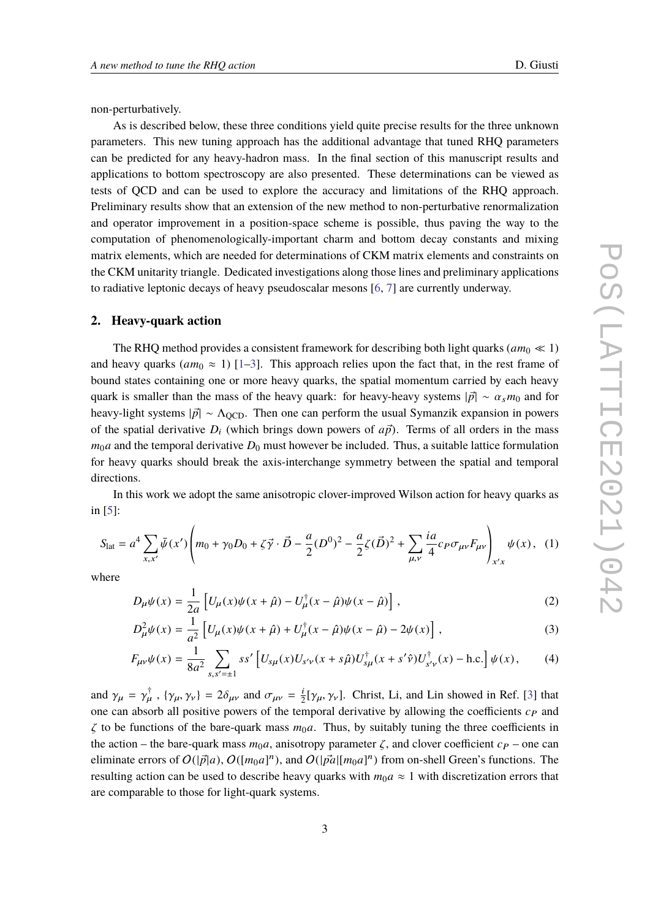non-perturbatively.

As is described below, these three conditions yield quite precise results for the three unknown parameters. This new tuning approach has the additional advantage that tuned RHQ parameters can be predicted for any heavy-hadron mass. In the final section of this manuscript results and applications to bottom spectroscopy are also presented. These determinations can be viewed as tests of QCD and can be used to explore the accuracy and limitations of the RHQ approach. Preliminary results show that an extension of the new method to non-perturbative renormalization and operator improvement in a position-space scheme is possible, thus paving the way to the computation of phenomenologically-important charm and bottom decay constants and mixing matrix elements, which are needed for determinations of CKM matrix elements and constraints on the CKM unitarity triangle. Dedicated investigations along those lines and preliminary applications to radiative leptonic decays of heavy pseudoscalar mesons [6, 7] are currently underway.

## 2. Heavy-quark action

The RHQ method provides a consistent framework for describing both light quarks ($am_0 \ll 1$) and heavy quarks ($am_0 \approx 1$) [1–3]. This approach relies upon the fact that, in the rest frame of bound states containing one or more heavy quarks, the spatial momentum carried by each heavy quark is smaller than the mass of the heavy quark: for heavy-heavy systems $|\vec{p}| \sim \alpha_s m_0$ and for heavy-light systems $|\vec{p}| \sim \Lambda_{\rm QCD}$. Then one can perform the usual Symanzik expansion in powers of the spatial derivative $D_i$ (which brings down powers of $a\vec{p}$). Terms of all orders in the mass $m_0 a$ and the temporal derivative $D_0$ must however be included. Thus, a suitable lattice formulation for heavy quarks should break the axis-interchange symmetry between the spatial and temporal directions.

In this work we adopt the same anisotropic clover-improved Wilson action for heavy quarks as in [5]:

$$S_{\rm lat} = a^4 \sum_{x,x'} \bar{\psi}(x') \left( m_0 + \gamma_0 D_0 + \zeta \vec{\gamma} \cdot \vec{D} - \frac{a}{2}(D^0)^2 - \frac{a}{2}\zeta(\vec{D})^2 + \sum_{\mu,\nu} \frac{ia}{4} c_P \sigma_{\mu\nu} F_{\mu\nu} \right)_{x'x} \psi(x), \quad (1)$$

where

$$D_\mu \psi(x) = \frac{1}{2a} \left[ U_\mu(x)\psi(x+\hat{\mu}) - U_\mu^\dagger(x-\hat{\mu})\psi(x-\hat{\mu}) \right], \quad (2)$$

$$D_\mu^2 \psi(x) = \frac{1}{a^2} \left[ U_\mu(x)\psi(x+\hat{\mu}) + U_\mu^\dagger(x-\hat{\mu})\psi(x-\hat{\mu}) - 2\psi(x) \right], \quad (3)$$

$$F_{\mu\nu}\psi(x) = \frac{1}{8a^2} \sum_{s,s'=\pm1} ss' \left[ U_{s\mu}(x) U_{s'\nu}(x+s\hat{\mu}) U_{s\mu}^\dagger(x+s'\hat{\nu}) U_{s'\nu}^\dagger(x) - \text{h.c.} \right] \psi(x), \quad (4)$$

and $\gamma_\mu = \gamma_\mu^\dagger$, $\{\gamma_\mu, \gamma_\nu\} = 2\delta_{\mu\nu}$ and $\sigma_{\mu\nu} = \frac{i}{2}[\gamma_\mu, \gamma_\nu]$. Christ, Li, and Lin showed in Ref. [3] that one can absorb all positive powers of the temporal derivative by allowing the coefficients $c_P$ and $\zeta$ to be functions of the bare-quark mass $m_0 a$. Thus, by suitably tuning the three coefficients in the action – the bare-quark mass $m_0 a$, anisotropy parameter $\zeta$, and clover coefficient $c_P$ – one can eliminate errors of $O(|\vec{p}|a)$, $O([m_0 a]^n)$, and $O(|\vec{p}a|[m_0 a]^n)$ from on-shell Green's functions. The resulting action can be used to describe heavy quarks with $m_0 a \approx 1$ with discretization errors that are comparable to those for light-quark systems.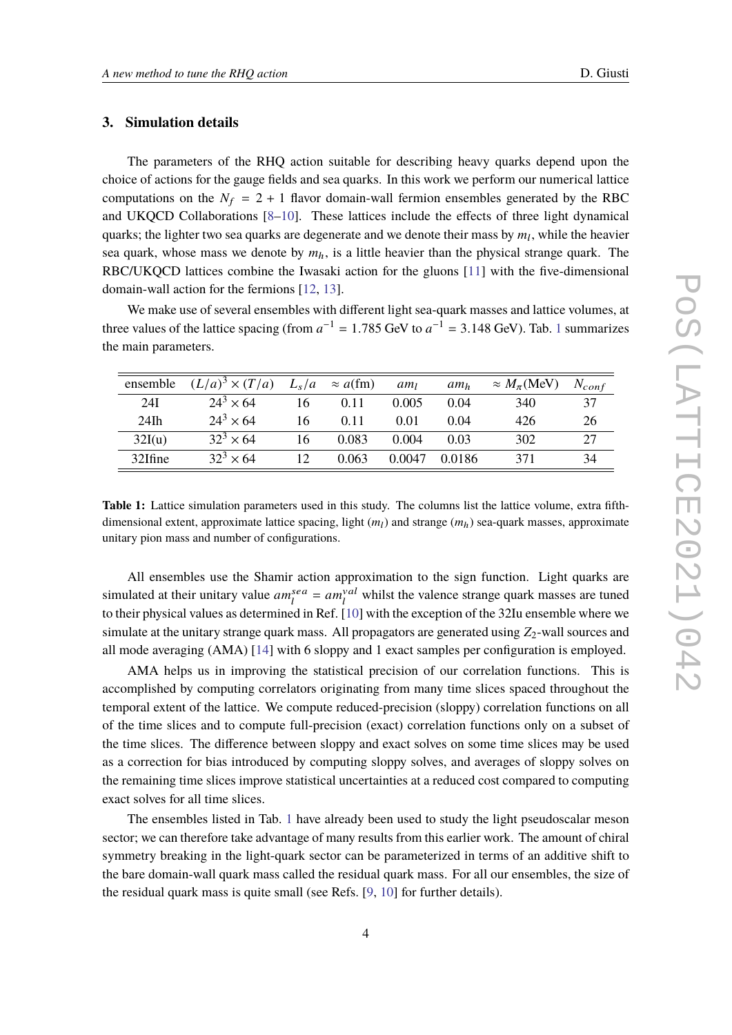## 3. Simulation details

The parameters of the RHQ action suitable for describing heavy quarks depend upon the choice of actions for the gauge fields and sea quarks. In this work we perform our numerical lattice computations on the $N_f = 2 + 1$ flavor domain-wall fermion ensembles generated by the RBC and UKQCD Collaborations [8–10]. These lattices include the effects of three light dynamical quarks; the lighter two sea quarks are degenerate and we denote their mass by $m_l$, while the heavier sea quark, whose mass we denote by $m_h$, is a little heavier than the physical strange quark. The RBC/UKQCD lattices combine the Iwasaki action for the gluons [11] with the five-dimensional domain-wall action for the fermions [12, 13].

We make use of several ensembles with different light sea-quark masses and lattice volumes, at three values of the lattice spacing (from $a^{-1} = 1.785$ GeV to $a^{-1} = 3.148$ GeV). Tab. 1 summarizes the main parameters.

| ensemble | $(L/a)^3 \times (T/a)$ | $L_s/a$ | $\approx a$(fm) | $am_l$ | $am_h$ | $\approx M_\pi$(MeV) | $N_{conf}$ |
|---|---|---|---|---|---|---|---|
| 24I | $24^3 \times 64$ | 16 | 0.11 | 0.005 | 0.04 | 340 | 37 |
| 24Ih | $24^3 \times 64$ | 16 | 0.11 | 0.01 | 0.04 | 426 | 26 |
| 32I(u) | $32^3 \times 64$ | 16 | 0.083 | 0.004 | 0.03 | 302 | 27 |
| 32Ifine | $32^3 \times 64$ | 12 | 0.063 | 0.0047 | 0.0186 | 371 | 34 |

**Table 1:** Lattice simulation parameters used in this study. The columns list the lattice volume, extra fifth-dimensional extent, approximate lattice spacing, light ($m_l$) and strange ($m_h$) sea-quark masses, approximate unitary pion mass and number of configurations.

All ensembles use the Shamir action approximation to the sign function. Light quarks are simulated at their unitary value $am_l^{sea} = am_l^{val}$ whilst the valence strange quark masses are tuned to their physical values as determined in Ref. [10] with the exception of the 32Iu ensemble where we simulate at the unitary strange quark mass. All propagators are generated using $Z_2$-wall sources and all mode averaging (AMA) [14] with 6 sloppy and 1 exact samples per configuration is employed.

AMA helps us in improving the statistical precision of our correlation functions. This is accomplished by computing correlators originating from many time slices spaced throughout the temporal extent of the lattice. We compute reduced-precision (sloppy) correlation functions on all of the time slices and to compute full-precision (exact) correlation functions only on a subset of the time slices. The difference between sloppy and exact solves on some time slices may be used as a correction for bias introduced by computing sloppy solves, and averages of sloppy solves on the remaining time slices improve statistical uncertainties at a reduced cost compared to computing exact solves for all time slices.

The ensembles listed in Tab. 1 have already been used to study the light pseudoscalar meson sector; we can therefore take advantage of many results from this earlier work. The amount of chiral symmetry breaking in the light-quark sector can be parameterized in terms of an additive shift to the bare domain-wall quark mass called the residual quark mass. For all our ensembles, the size of the residual quark mass is quite small (see Refs. [9, 10] for further details).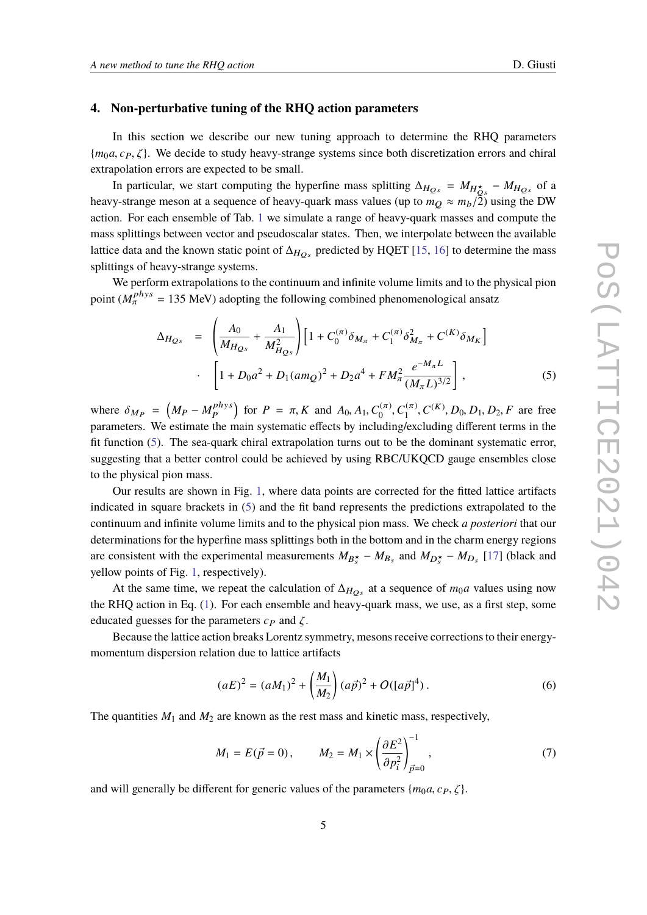## 4. Non-perturbative tuning of the RHQ action parameters

In this section we describe our new tuning approach to determine the RHQ parameters $\{m_0a, c_P, \zeta\}$. We decide to study heavy-strange systems since both discretization errors and chiral extrapolation errors are expected to be small.

In particular, we start computing the hyperfine mass splitting $\Delta_{H_{Qs}} = M_{H^\star_{Qs}} - M_{H_{Qs}}$ of a heavy-strange meson at a sequence of heavy-quark mass values (up to $m_Q \approx m_b/2$) using the DW action. For each ensemble of Tab. 1 we simulate a range of heavy-quark masses and compute the mass splittings between vector and pseudoscalar states. Then, we interpolate between the available lattice data and the known static point of $\Delta_{H_{Qs}}$ predicted by HQET [15, 16] to determine the mass splittings of heavy-strange systems.

We perform extrapolations to the continuum and infinite volume limits and to the physical pion point ($M_\pi^{phys} = 135$ MeV) adopting the following combined phenomenological ansatz

$$
\begin{aligned}
\Delta_{H_{Qs}} &= \left(\frac{A_0}{M_{H_{Qs}}} + \frac{A_1}{M^2_{H_{Qs}}}\right)\left[1 + C_0^{(\pi)}\delta_{M_\pi} + C_1^{(\pi)}\delta^2_{M_\pi} + C^{(K)}\delta_{M_K}\right] \\
&\cdot \left[1 + D_0a^2 + D_1(am_Q)^2 + D_2a^4 + FM_\pi^2\frac{e^{-M_\pi L}}{(M_\pi L)^{3/2}}\right], \qquad (5)
\end{aligned}
$$

where $\delta_{M_P} = \left(M_P - M_P^{phys}\right)$ for $P = \pi, K$ and $A_0, A_1, C_0^{(\pi)}, C_1^{(\pi)}, C^{(K)}, D_0, D_1, D_2, F$ are free parameters. We estimate the main systematic effects by including/excluding different terms in the fit function (5). The sea-quark chiral extrapolation turns out to be the dominant systematic error, suggesting that a better control could be achieved by using RBC/UKQCD gauge ensembles close to the physical pion mass.

Our results are shown in Fig. 1, where data points are corrected for the fitted lattice artifacts indicated in square brackets in (5) and the fit band represents the predictions extrapolated to the continuum and infinite volume limits and to the physical pion mass. We check *a posteriori* that our determinations for the hyperfine mass splittings both in the bottom and in the charm energy regions are consistent with the experimental measurements $M_{B_s^\star} - M_{B_s}$ and $M_{D_s^\star} - M_{D_s}$ [17] (black and yellow points of Fig. 1, respectively).

At the same time, we repeat the calculation of $\Delta_{H_{Qs}}$ at a sequence of $m_0a$ values using now the RHQ action in Eq. (1). For each ensemble and heavy-quark mass, we use, as a first step, some educated guesses for the parameters $c_P$ and $\zeta$.

Because the lattice action breaks Lorentz symmetry, mesons receive corrections to their energy-momentum dispersion relation due to lattice artifacts

$$
(aE)^2 = (aM_1)^2 + \left(\frac{M_1}{M_2}\right)(a\vec{p})^2 + O([a\vec{p}]^4)\,. \qquad (6)
$$

The quantities $M_1$ and $M_2$ are known as the rest mass and kinetic mass, respectively,

$$
M_1 = E(\vec{p} = 0)\,, \qquad M_2 = M_1 \times \left(\frac{\partial E^2}{\partial p_i^2}\right)^{-1}_{\vec{p}=0}\,, \qquad (7)
$$

and will generally be different for generic values of the parameters $\{m_0a, c_P, \zeta\}$.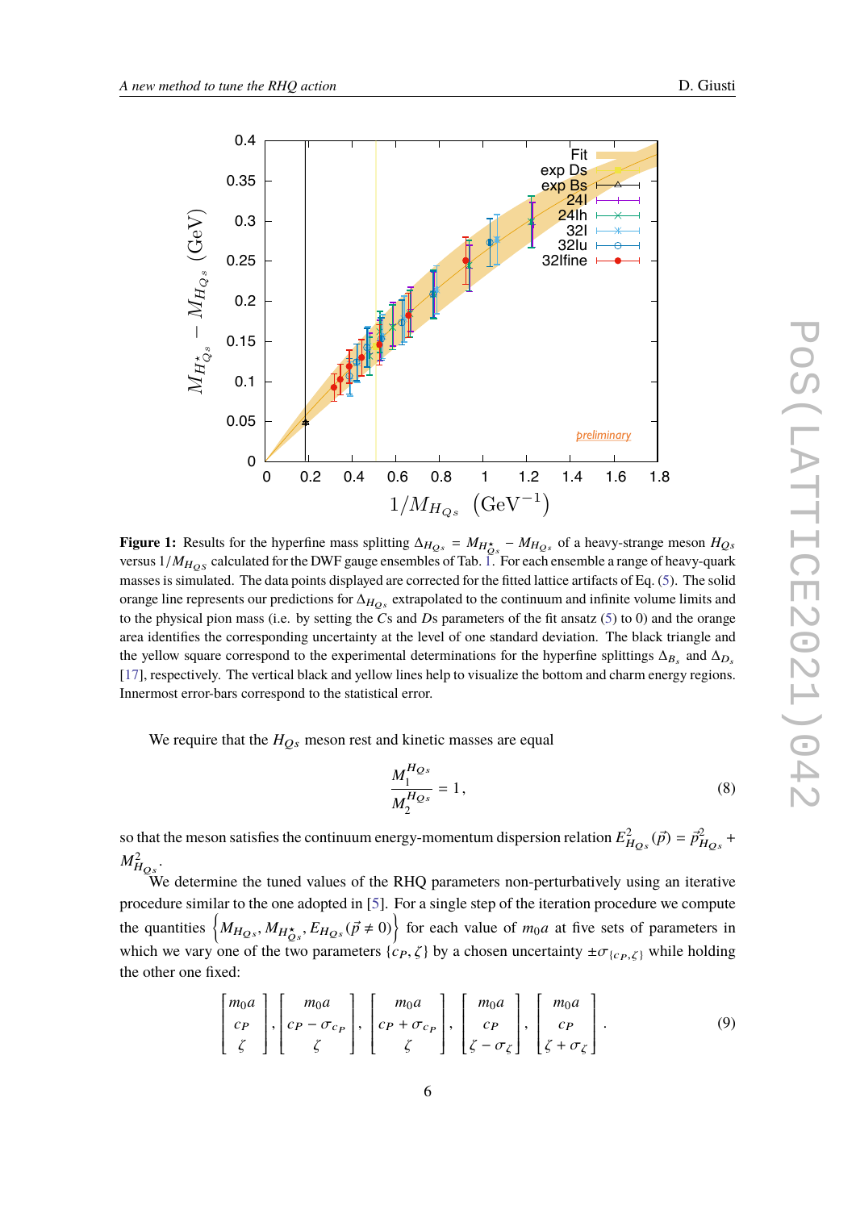**Figure 1:** Results for the hyperfine mass splitting $\Delta_{H_{Qs}} = M_{H^{\star}_{Qs}} - M_{H_{Qs}}$ of a heavy-strange meson $H_{Qs}$ versus $1/M_{H_{Qs}}$ calculated for the DWF gauge ensembles of Tab. 1. For each ensemble a range of heavy-quark masses is simulated. The data points displayed are corrected for the fitted lattice artifacts of Eq. (5). The solid orange line represents our predictions for $\Delta_{H_{Qs}}$ extrapolated to the continuum and infinite volume limits and to the physical pion mass (i.e. by setting the $C$s and $D$s parameters of the fit ansatz (5) to 0) and the orange area identifies the corresponding uncertainty at the level of one standard deviation. The black triangle and the yellow square correspond to the experimental determinations for the hyperfine splittings $\Delta_{B_s}$ and $\Delta_{D_s}$ [17], respectively. The vertical black and yellow lines help to visualize the bottom and charm energy regions. Innermost error-bars correspond to the statistical error.

We require that the $H_{Qs}$ meson rest and kinetic masses are equal

$$\frac{M_1^{H_{Qs}}}{M_2^{H_{Qs}}} = 1\,, \tag{8}$$

so that the meson satisfies the continuum energy-momentum dispersion relation $E^2_{H_{Qs}}(\vec{p}) = \vec{p}^{\,2}_{H_{Qs}} + M^2_{H_{Qs}}$.

We determine the tuned values of the RHQ parameters non-perturbatively using an iterative procedure similar to the one adopted in [5]. For a single step of the iteration procedure we compute the quantities $\left\{M_{H_{Qs}}, M_{H^{\star}_{Qs}}, E_{H_{Qs}}(\vec{p} \neq 0)\right\}$ for each value of $m_0 a$ at five sets of parameters in which we vary one of the two parameters $\{c_P, \zeta\}$ by a chosen uncertainty $\pm\sigma_{\{c_P,\zeta\}}$ while holding the other one fixed:

$$\begin{bmatrix} m_0 a \\ c_P \\ \zeta \end{bmatrix}, \begin{bmatrix} m_0 a \\ c_P - \sigma_{c_P} \\ \zeta \end{bmatrix}, \begin{bmatrix} m_0 a \\ c_P + \sigma_{c_P} \\ \zeta \end{bmatrix}, \begin{bmatrix} m_0 a \\ c_P \\ \zeta - \sigma_\zeta \end{bmatrix}, \begin{bmatrix} m_0 a \\ c_P \\ \zeta + \sigma_\zeta \end{bmatrix}. \tag{9}$$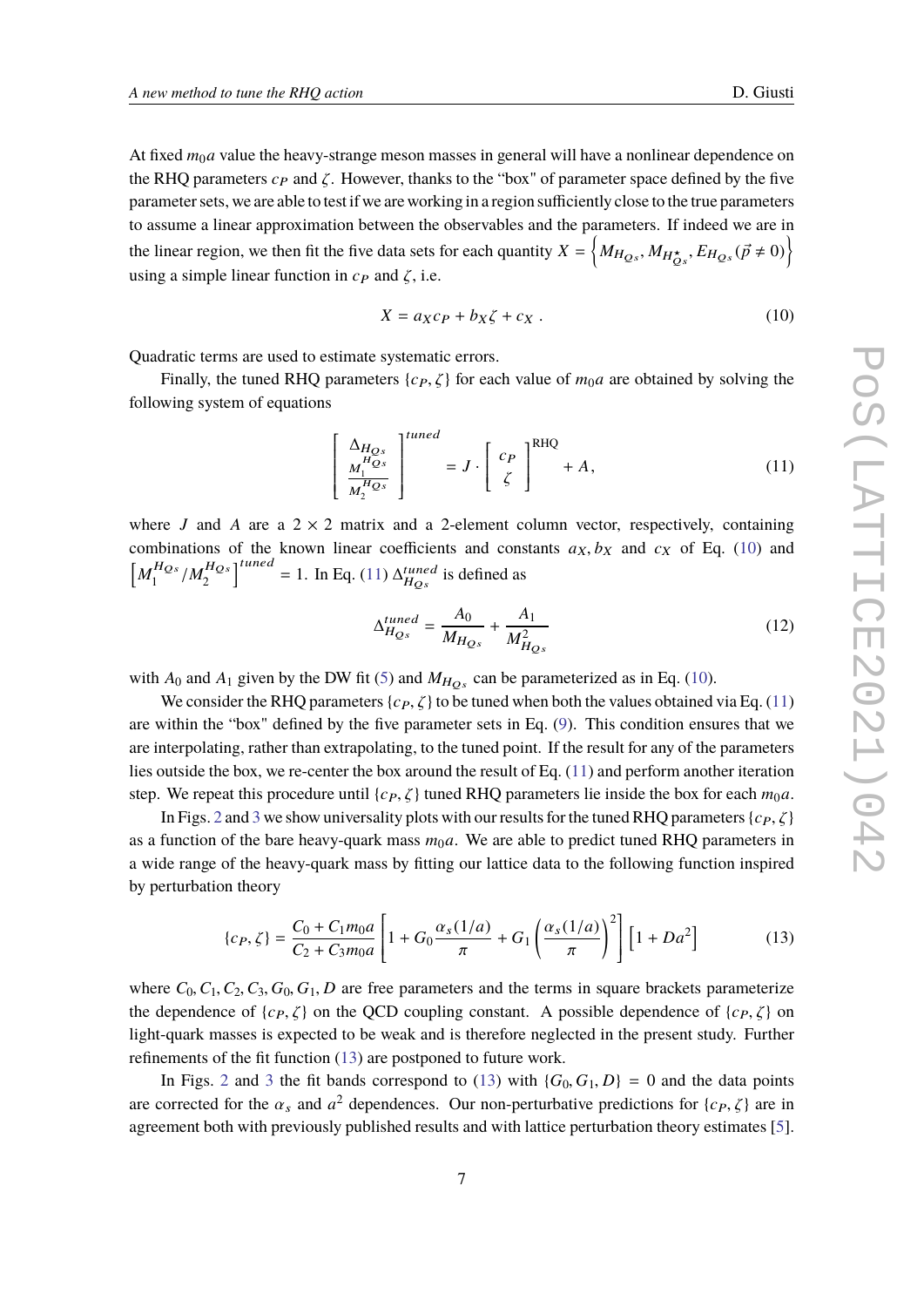At fixed $m_0 a$ value the heavy-strange meson masses in general will have a nonlinear dependence on the RHQ parameters $c_P$ and $\zeta$. However, thanks to the "box" of parameter space defined by the five parameter sets, we are able to test if we are working in a region sufficiently close to the true parameters to assume a linear approximation between the observables and the parameters. If indeed we are in the linear region, we then fit the five data sets for each quantity $X = \left\{ M_{H_{Qs}}, M_{H^{\star}_{Qs}}, E_{H_{Qs}}(\vec{p} \neq 0) \right\}$ using a simple linear function in $c_P$ and $\zeta$, i.e.

$$X = a_X c_P + b_X \zeta + c_X \, . \tag{10}$$

Quadratic terms are used to estimate systematic errors.

Finally, the tuned RHQ parameters $\{c_P, \zeta\}$ for each value of $m_0 a$ are obtained by solving the following system of equations

$$\begin{bmatrix} \Delta_{H_{Qs}} \\ \frac{M_1^{H_{Qs}}}{M_2^{H_{Qs}}} \end{bmatrix}^{tuned} = J \cdot \begin{bmatrix} c_P \\ \zeta \end{bmatrix}^{\text{RHQ}} + A \,, \tag{11}$$

where $J$ and $A$ are a $2 \times 2$ matrix and a 2-element column vector, respectively, containing combinations of the known linear coefficients and constants $a_X, b_X$ and $c_X$ of Eq. (10) and $\left[ M_1^{H_{Qs}} / M_2^{H_{Qs}} \right]^{tuned} = 1$. In Eq. (11) $\Delta^{tuned}_{H_{Qs}}$ is defined as

$$\Delta^{tuned}_{H_{Qs}} = \frac{A_0}{M_{H_{Qs}}} + \frac{A_1}{M^2_{H_{Qs}}} \tag{12}$$

with $A_0$ and $A_1$ given by the DW fit (5) and $M_{H_{Qs}}$ can be parameterized as in Eq. (10).

We consider the RHQ parameters $\{c_P, \zeta\}$ to be tuned when both the values obtained via Eq. (11) are within the "box" defined by the five parameter sets in Eq. (9). This condition ensures that we are interpolating, rather than extrapolating, to the tuned point. If the result for any of the parameters lies outside the box, we re-center the box around the result of Eq. (11) and perform another iteration step. We repeat this procedure until $\{c_P, \zeta\}$ tuned RHQ parameters lie inside the box for each $m_0 a$.

In Figs. 2 and 3 we show universality plots with our results for the tuned RHQ parameters $\{c_P, \zeta\}$ as a function of the bare heavy-quark mass $m_0 a$. We are able to predict tuned RHQ parameters in a wide range of the heavy-quark mass by fitting our lattice data to the following function inspired by perturbation theory

$$\{c_P, \zeta\} = \frac{C_0 + C_1 m_0 a}{C_2 + C_3 m_0 a} \left[ 1 + G_0 \frac{\alpha_s(1/a)}{\pi} + G_1 \left( \frac{\alpha_s(1/a)}{\pi} \right)^2 \right] \left[ 1 + D a^2 \right] \tag{13}$$

where $C_0, C_1, C_2, C_3, G_0, G_1, D$ are free parameters and the terms in square brackets parameterize the dependence of $\{c_P, \zeta\}$ on the QCD coupling constant. A possible dependence of $\{c_P, \zeta\}$ on light-quark masses is expected to be weak and is therefore neglected in the present study. Further refinements of the fit function (13) are postponed to future work.

In Figs. 2 and 3 the fit bands correspond to (13) with $\{G_0, G_1, D\} = 0$ and the data points are corrected for the $\alpha_s$ and $a^2$ dependences. Our non-perturbative predictions for $\{c_P, \zeta\}$ are in agreement both with previously published results and with lattice perturbation theory estimates [5].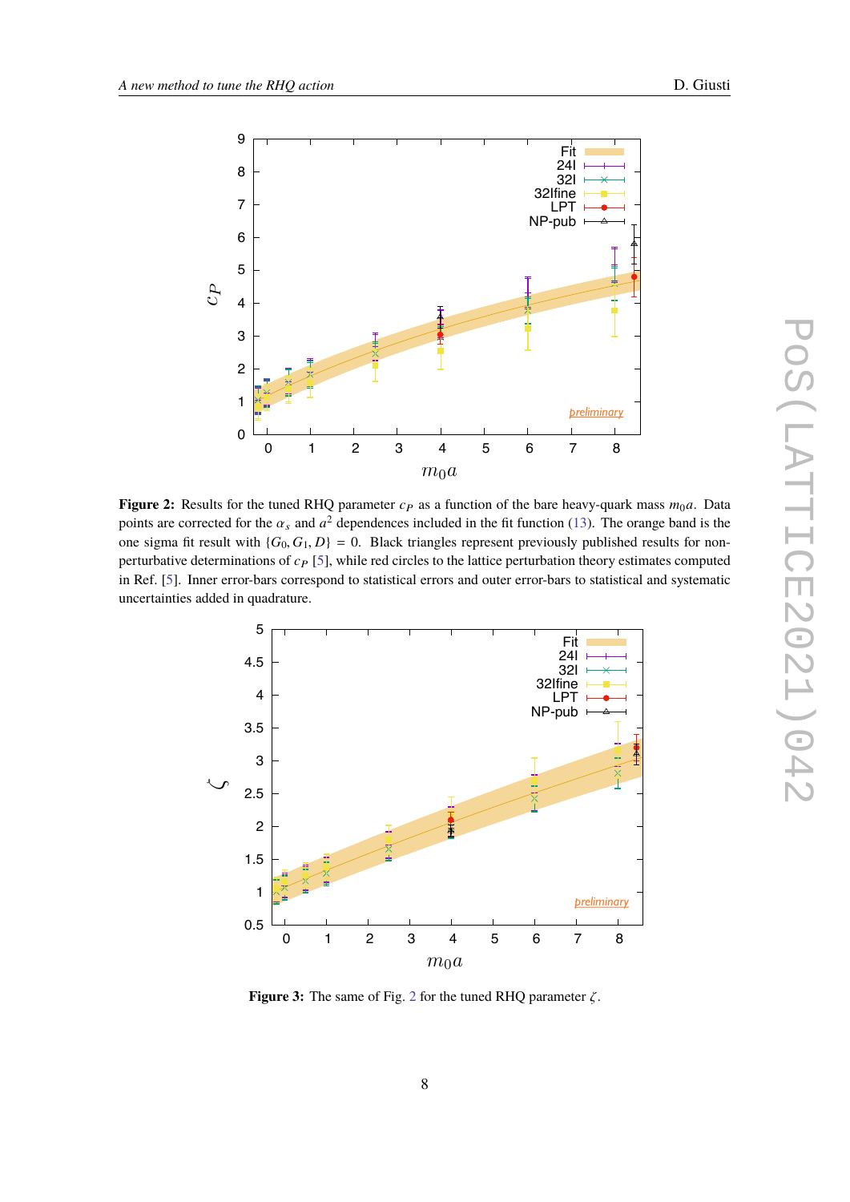**Figure 2:** Results for the tuned RHQ parameter $c_P$ as a function of the bare heavy-quark mass $m_0a$. Data points are corrected for the $\alpha_s$ and $a^2$ dependences included in the fit function (13). The orange band is the one sigma fit result with $\{G_0, G_1, D\} = 0$. Black triangles represent previously published results for non-perturbative determinations of $c_P$ [5], while red circles to the lattice perturbation theory estimates computed in Ref. [5]. Inner error-bars correspond to statistical errors and outer error-bars to statistical and systematic uncertainties added in quadrature.

**Figure 3:** The same of Fig. 2 for the tuned RHQ parameter $\zeta$.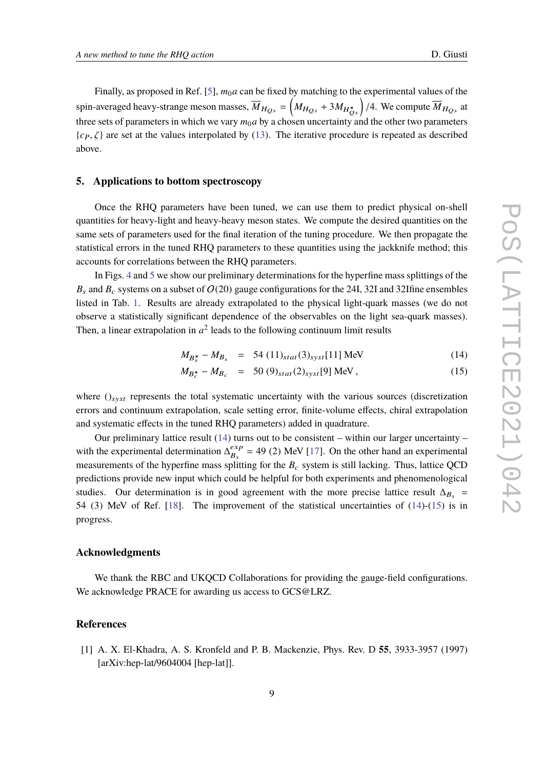Finally, as proposed in Ref. [5], $m_0 a$ can be fixed by matching to the experimental values of the spin-averaged heavy-strange meson masses, $\overline{M}_{H_{Qs}} = \left(M_{H_{Qs}} + 3M_{H^{\star}_{Qs}}\right)/4$. We compute $\overline{M}_{H_{Qs}}$ at three sets of parameters in which we vary $m_0 a$ by a chosen uncertainty and the other two parameters $\{c_P, \zeta\}$ are set at the values interpolated by (13). The iterative procedure is repeated as described above.

## 5. Applications to bottom spectroscopy

Once the RHQ parameters have been tuned, we can use them to predict physical on-shell quantities for heavy-light and heavy-heavy meson states. We compute the desired quantities on the same sets of parameters used for the final iteration of the tuning procedure. We then propagate the statistical errors in the tuned RHQ parameters to these quantities using the jackknife method; this accounts for correlations between the RHQ parameters.

In Figs. 4 and 5 we show our preliminary determinations for the hyperfine mass splittings of the $B_s$ and $B_c$ systems on a subset of $O(20)$ gauge configurations for the 24I, 32I and 32Ifine ensembles listed in Tab. 1. Results are already extrapolated to the physical light-quark masses (we do not observe a statistically significant dependence of the observables on the light sea-quark masses). Then, a linear extrapolation in $a^2$ leads to the following continuum limit results

$$M_{B_s^\star} - M_{B_s} \quad = \quad 54\ (11)_{stat}(3)_{syst}[11]\ \text{MeV} \tag{14}$$

$$M_{B_c^\star} - M_{B_c} \quad = \quad 50\ (9)_{stat}(2)_{syst}[9]\ \text{MeV}\,, \tag{15}$$

where $()_{syst}$ represents the total systematic uncertainty with the various sources (discretization errors and continuum extrapolation, scale setting error, finite-volume effects, chiral extrapolation and systematic effects in the tuned RHQ parameters) added in quadrature.

Our preliminary lattice result (14) turns out to be consistent – within our larger uncertainty – with the experimental determination $\Delta^{exp}_{B_s} = 49\ (2)$ MeV [17]. On the other hand an experimental measurements of the hyperfine mass splitting for the $B_c$ system is still lacking. Thus, lattice QCD predictions provide new input which could be helpful for both experiments and phenomenological studies. Our determination is in good agreement with the more precise lattice result $\Delta_{B_s} = 54\ (3)$ MeV of Ref. [18]. The improvement of the statistical uncertainties of (14)-(15) is in progress.

### Acknowledgments

We thank the RBC and UKQCD Collaborations for providing the gauge-field configurations. We acknowledge PRACE for awarding us access to GCS@LRZ.

### References

[1] A. X. El-Khadra, A. S. Kronfeld and P. B. Mackenzie, Phys. Rev. D **55**, 3933-3957 (1997) [arXiv:hep-lat/9604004 [hep-lat]].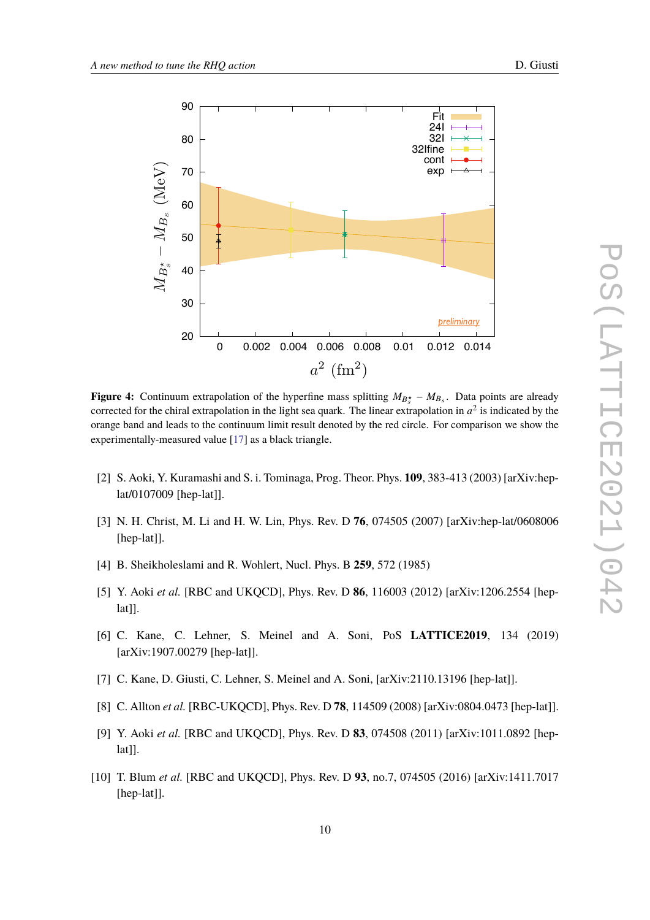**Figure 4:** Continuum extrapolation of the hyperfine mass splitting $M_{B_s^\star} - M_{B_s}$. Data points are already corrected for the chiral extrapolation in the light sea quark. The linear extrapolation in $a^2$ is indicated by the orange band and leads to the continuum limit result denoted by the red circle. For comparison we show the experimentally-measured value [17] as a black triangle.

[2] S. Aoki, Y. Kuramashi and S. i. Tominaga, Prog. Theor. Phys. **109**, 383-413 (2003) [arXiv:hep-lat/0107009 [hep-lat]].

[3] N. H. Christ, M. Li and H. W. Lin, Phys. Rev. D **76**, 074505 (2007) [arXiv:hep-lat/0608006 [hep-lat]].

[4] B. Sheikholeslami and R. Wohlert, Nucl. Phys. B **259**, 572 (1985)

[5] Y. Aoki *et al.* [RBC and UKQCD], Phys. Rev. D **86**, 116003 (2012) [arXiv:1206.2554 [hep-lat]].

[6] C. Kane, C. Lehner, S. Meinel and A. Soni, PoS **LATTICE2019**, 134 (2019) [arXiv:1907.00279 [hep-lat]].

[7] C. Kane, D. Giusti, C. Lehner, S. Meinel and A. Soni, [arXiv:2110.13196 [hep-lat]].

[8] C. Allton *et al.* [RBC-UKQCD], Phys. Rev. D **78**, 114509 (2008) [arXiv:0804.0473 [hep-lat]].

[9] Y. Aoki *et al.* [RBC and UKQCD], Phys. Rev. D **83**, 074508 (2011) [arXiv:1011.0892 [hep-lat]].

[10] T. Blum *et al.* [RBC and UKQCD], Phys. Rev. D **93**, no.7, 074505 (2016) [arXiv:1411.7017 [hep-lat]].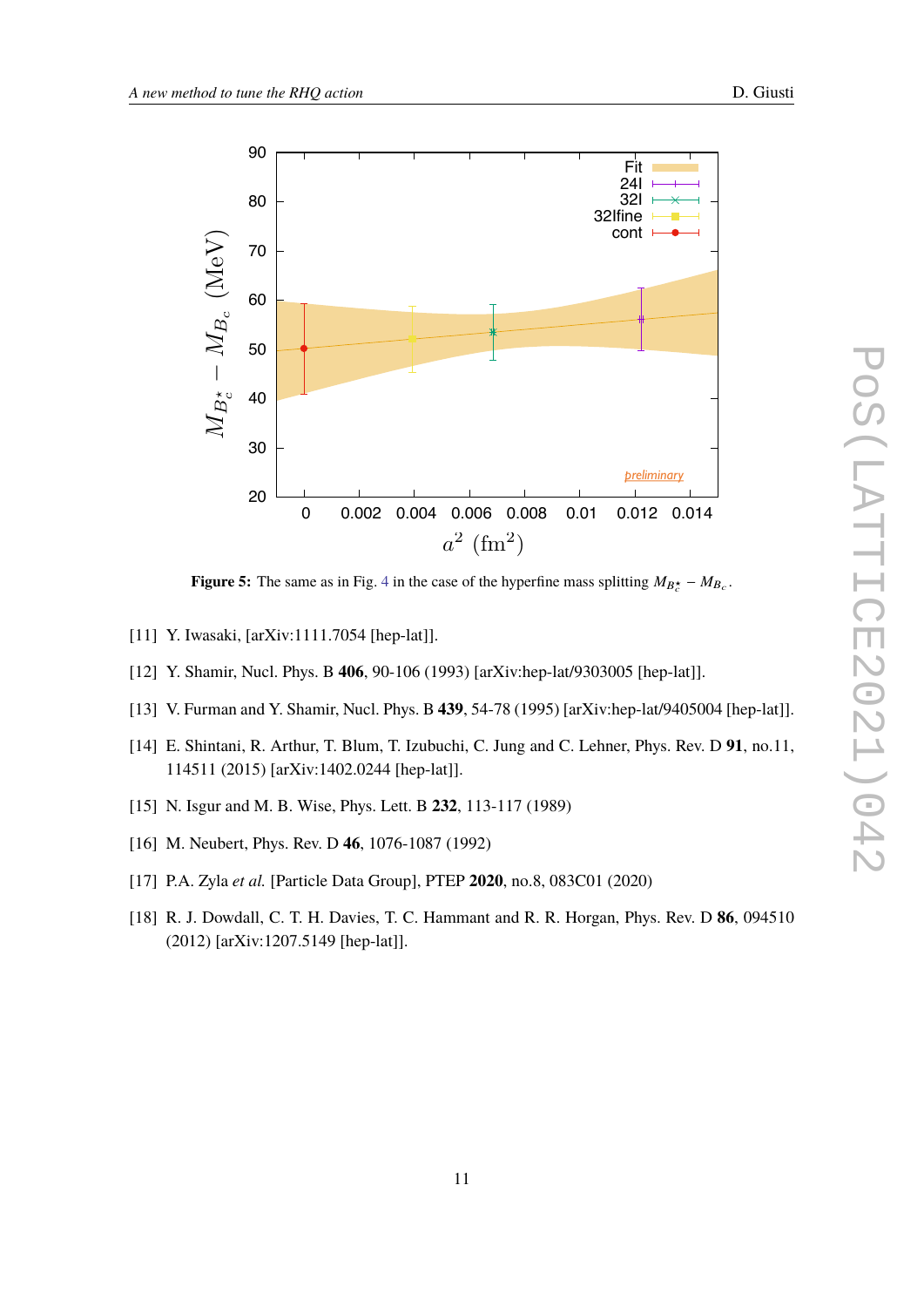90
80
70
60
50
40
30
20

$M_{B_c^\star} - M_{B_c}$ (MeV)

0 0.002 0.004 0.006 0.008 0.01 0.012 0.014

$a^2$ (fm$^2$)

Fit
24I
32I
32Ifine
cont

preliminary

**Figure 5:** The same as in Fig. 4 in the case of the hyperfine mass splitting $M_{B_c^\star} - M_{B_c}$.

[11] Y. Iwasaki, [arXiv:1111.7054 [hep-lat]].

[12] Y. Shamir, Nucl. Phys. B **406**, 90-106 (1993) [arXiv:hep-lat/9303005 [hep-lat]].

[13] V. Furman and Y. Shamir, Nucl. Phys. B **439**, 54-78 (1995) [arXiv:hep-lat/9405004 [hep-lat]].

[14] E. Shintani, R. Arthur, T. Blum, T. Izubuchi, C. Jung and C. Lehner, Phys. Rev. D **91**, no.11, 114511 (2015) [arXiv:1402.0244 [hep-lat]].

[15] N. Isgur and M. B. Wise, Phys. Lett. B **232**, 113-117 (1989)

[16] M. Neubert, Phys. Rev. D **46**, 1076-1087 (1992)

[17] P.A. Zyla *et al.* [Particle Data Group], PTEP **2020**, no.8, 083C01 (2020)

[18] R. J. Dowdall, C. T. H. Davies, T. C. Hammant and R. R. Horgan, Phys. Rev. D **86**, 094510 (2012) [arXiv:1207.5149 [hep-lat]].